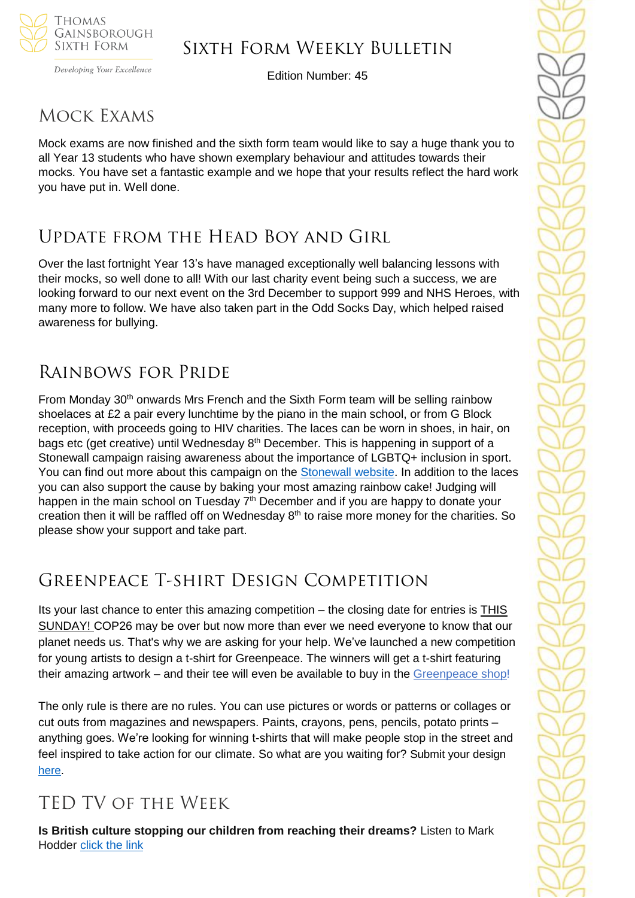# Sixth Form Weekly Bulletin

Edition Number: 45

## Mock Exams

Mock exams are now finished and the sixth form team would like to say a huge thank you to all Year 13 students who have shown exemplary behaviour and attitudes towards their mocks. You have set a fantastic example and we hope that your results reflect the hard work you have put in. Well done.

## Update from the Head Boy and Girl

Over the last fortnight Year 13's have managed exceptionally well balancing lessons with their mocks, so well done to all! With our last charity event being such a success, we are looking forward to our next event on the 3rd December to support 999 and NHS Heroes, with many more to follow. We have also taken part in the Odd Socks Day, which helped raised awareness for bullying.

## Rainbows for Pride

From Monday 30th onwards Mrs French and the Sixth Form team will be selling rainbow shoelaces at £2 a pair every lunchtime by the piano in the main school, or from G Block reception, with proceeds going to HIV charities. The laces can be worn in shoes, in hair, on bags etc (get creative) until Wednesday 8th December. This is happening in support of a Stonewall campaign raising awareness about the importance of LGBTQ+ inclusion in sport. You can find out more about this campaign on the Stonewall website. In addition to the laces you can also support the cause by baking your most amazing rainbow cake! Judging will happen in the main school on Tuesday 7th December and if you are happy to donate your creation then it will be raffled off on Wednesday 8th to raise more money for the charities. So please show your support and take part.

## Greenpeace T-shirt Design Competition

Its your last chance to enter this amazing competition – the closing date for entries is THIS SUNDAY! COP26 may be over but now more than ever we need everyone to know that our planet needs us. That's why we are asking for your help. We've launched a new competition for young artists to design a t-shirt for Greenpeace. The winners will get a t-shirt featuring their amazing artwork – and their tee will even be available to buy in the Greenpeace shop!

The only rule is there are no rules. You can use pictures or words or patterns or collages or cut outs from magazines and newspapers. Paints, crayons, pens, pencils, potato prints – anything goes. We're looking for winning t-shirts that will make people stop in the street and feel inspired to take action for our climate. So what are you waiting for? Submit your design here.

## TED TV of the Week

**Is British culture stopping our children from reaching their dreams?** Listen to Mark Hodder click the link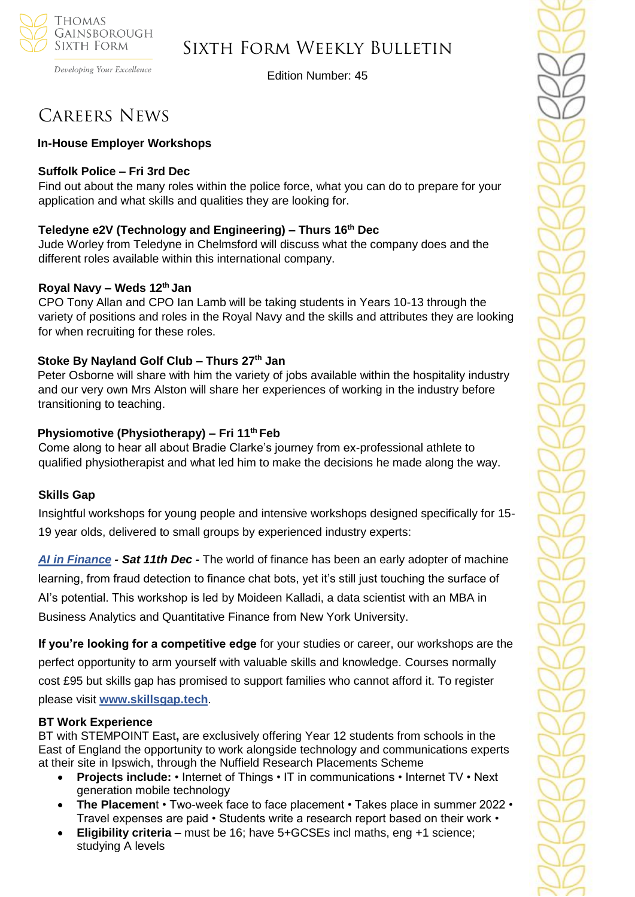# Careers News

**In-House Employer Workshops**

**Suffolk Police – Fri 3rd Dec**

Find out about the many roles within the police force, what you can do to prepare for your application and what skills and qualities they are looking for.

**Teledyne e2V (Technology and Engineering) – Thurs 16th Dec**

Jude Worley from Teledyne in Chelmsford will discuss what the company does and the different roles available within this international company.

**Royal Navy – Weds 12th Jan**

CPO Tony Allan and CPO Ian Lamb will be taking students in Years 10-13 through the variety of positions and roles in the Royal Navy and the skills and attributes they are looking for when recruiting for these roles.

**Stoke By Nayland Golf Club – Thurs 27th Jan**

Peter Osborne will share with him the variety of jobs available within the hospitality industry and our very own Mrs Alston will share her experiences of working in the industry before transitioning to teaching.

**Physiomotive (Physiotherapy) – Fri 11th Feb**

Come along to hear all about Bradie Clarke's journey from ex-professional athlete to qualified physiotherapist and what led him to make the decisions he made along the way.

**Skills Gap**

Insightful workshops for young people and intensive workshops designed specifically for 15-19 year olds, delivered to small groups by experienced industry experts:

***AI in Finance* - *Sat 11th Dec* -** The world of finance has been an early adopter of machine learning, from fraud detection to finance chat bots, yet it's still just touching the surface of AI's potential. This workshop is led by Moideen Kalladi, a data scientist with an MBA in Business Analytics and Quantitative Finance from New York University.

**If you're looking for a competitive edge** for your studies or career, our workshops are the perfect opportunity to arm yourself with valuable skills and knowledge. Courses normally cost £95 but skills gap has promised to support families who cannot afford it. To register please visit **www.skillsgap.tech**.

**BT Work Experience**

BT with STEMPOINT East**,** are exclusively offering Year 12 students from schools in the East of England the opportunity to work alongside technology and communications experts at their site in Ipswich, through the Nuffield Research Placements Scheme

- **Projects include:** • Internet of Things • IT in communications • Internet TV • Next generation mobile technology
- **The Placemen**t • Two-week face to face placement • Takes place in summer 2022 • Travel expenses are paid • Students write a research report based on their work •
- **Eligibility criteria –** must be 16; have 5+GCSEs incl maths, eng +1 science; studying A levels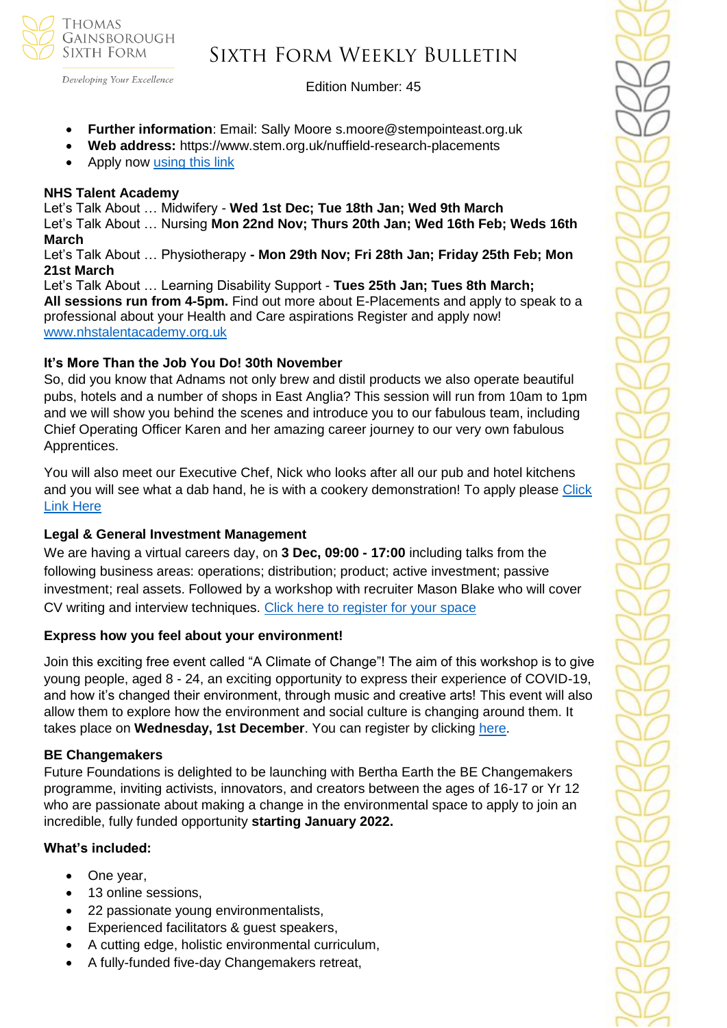- **Further information**: Email: Sally Moore s.moore@stempointeast.org.uk
- **Web address:** https://www.stem.org.uk/nuffield-research-placements
- Apply now using this link

**NHS Talent Academy**

Let's Talk About … Midwifery - **Wed 1st Dec; Tue 18th Jan; Wed 9th March**
Let's Talk About … Nursing **Mon 22nd Nov; Thurs 20th Jan; Wed 16th Feb; Weds 16th March**
Let's Talk About … Physiotherapy **- Mon 29th Nov; Fri 28th Jan; Friday 25th Feb; Mon 21st March**
Let's Talk About … Learning Disability Support - **Tues 25th Jan; Tues 8th March;**
**All sessions run from 4-5pm.** Find out more about E-Placements and apply to speak to a professional about your Health and Care aspirations Register and apply now!
www.nhstalentacademy.org.uk

**It's More Than the Job You Do! 30th November**

So, did you know that Adnams not only brew and distil products we also operate beautiful pubs, hotels and a number of shops in East Anglia? This session will run from 10am to 1pm and we will show you behind the scenes and introduce you to our fabulous team, including Chief Operating Officer Karen and her amazing career journey to our very own fabulous Apprentices.

You will also meet our Executive Chef, Nick who looks after all our pub and hotel kitchens and you will see what a dab hand, he is with a cookery demonstration! To apply please Click Link Here

**Legal & General Investment Management**

We are having a virtual careers day, on **3 Dec, 09:00 - 17:00** including talks from the following business areas: operations; distribution; product; active investment; passive investment; real assets. Followed by a workshop with recruiter Mason Blake who will cover CV writing and interview techniques. Click here to register for your space

**Express how you feel about your environment!**

Join this exciting free event called "A Climate of Change"! The aim of this workshop is to give young people, aged 8 - 24, an exciting opportunity to express their experience of COVID-19, and how it's changed their environment, through music and creative arts! This event will also allow them to explore how the environment and social culture is changing around them. It takes place on **Wednesday, 1st December**. You can register by clicking here.

**BE Changemakers**

Future Foundations is delighted to be launching with Bertha Earth the BE Changemakers programme, inviting activists, innovators, and creators between the ages of 16-17 or Yr 12 who are passionate about making a change in the environmental space to apply to join an incredible, fully funded opportunity **starting January 2022.**

**What's included:**

- One year,
- 13 online sessions,
- 22 passionate young environmentalists,
- Experienced facilitators & guest speakers,
- A cutting edge, holistic environmental curriculum,
- A fully-funded five-day Changemakers retreat,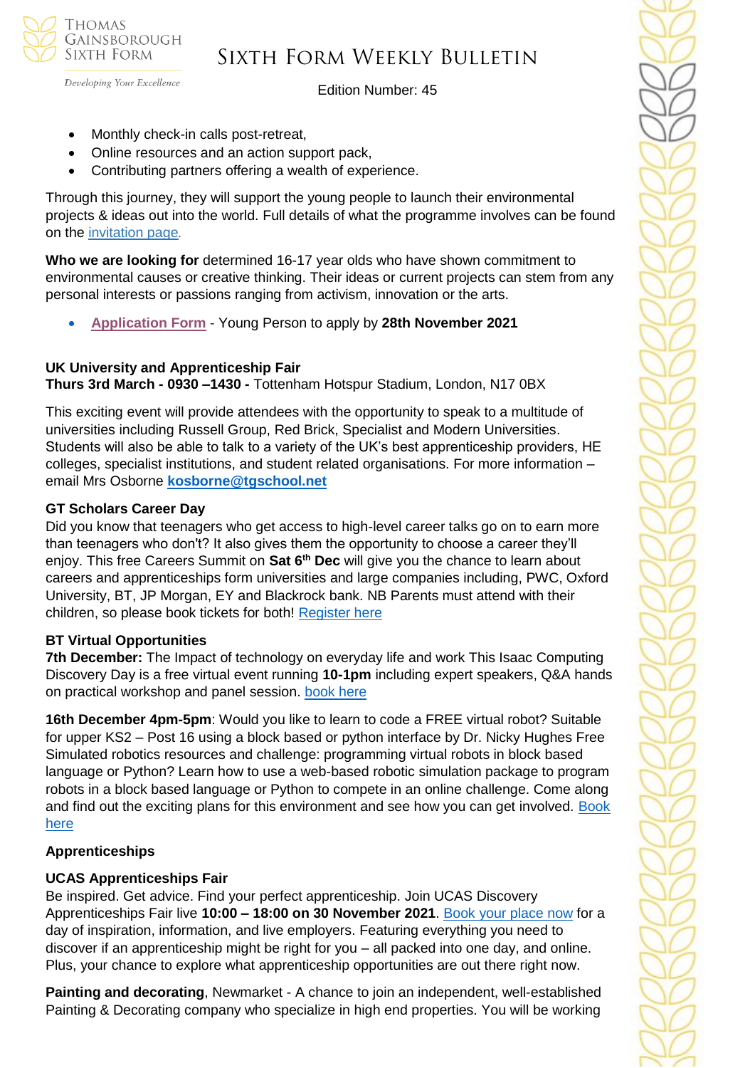- Monthly check-in calls post-retreat,
- Online resources and an action support pack,
- Contributing partners offering a wealth of experience.

Through this journey, they will support the young people to launch their environmental projects & ideas out into the world. Full details of what the programme involves can be found on the invitation page.

**Who we are looking for** determined 16-17 year olds who have shown commitment to environmental causes or creative thinking. Their ideas or current projects can stem from any personal interests or passions ranging from activism, innovation or the arts.

- **Application Form** - Young Person to apply by **28th November 2021**

**UK University and Apprenticeship Fair**
**Thurs 3rd March - 0930 –1430 -** Tottenham Hotspur Stadium, London, N17 0BX

This exciting event will provide attendees with the opportunity to speak to a multitude of universities including Russell Group, Red Brick, Specialist and Modern Universities. Students will also be able to talk to a variety of the UK's best apprenticeship providers, HE colleges, specialist institutions, and student related organisations. For more information – email Mrs Osborne **kosborne@tgschool.net**

**GT Scholars Career Day**
Did you know that teenagers who get access to high-level career talks go on to earn more than teenagers who don't? It also gives them the opportunity to choose a career they'll enjoy. This free Careers Summit on **Sat 6th Dec** will give you the chance to learn about careers and apprenticeships form universities and large companies including, PWC, Oxford University, BT, JP Morgan, EY and Blackrock bank. NB Parents must attend with their children, so please book tickets for both! Register here

**BT Virtual Opportunities**
**7th December:** The Impact of technology on everyday life and work This Isaac Computing Discovery Day is a free virtual event running **10-1pm** including expert speakers, Q&A hands on practical workshop and panel session. book here

**16th December 4pm-5pm**: Would you like to learn to code a FREE virtual robot? Suitable for upper KS2 – Post 16 using a block based or python interface by Dr. Nicky Hughes Free Simulated robotics resources and challenge: programming virtual robots in block based language or Python? Learn how to use a web-based robotic simulation package to program robots in a block based language or Python to compete in an online challenge. Come along and find out the exciting plans for this environment and see how you can get involved. Book here

**Apprenticeships**

**UCAS Apprenticeships Fair**
Be inspired. Get advice. Find your perfect apprenticeship. Join UCAS Discovery Apprenticeships Fair live **10:00 – 18:00 on 30 November 2021**. Book your place now for a day of inspiration, information, and live employers. Featuring everything you need to discover if an apprenticeship might be right for you – all packed into one day, and online. Plus, your chance to explore what apprenticeship opportunities are out there right now.

**Painting and decorating**, Newmarket - A chance to join an independent, well-established Painting & Decorating company who specialize in high end properties. You will be working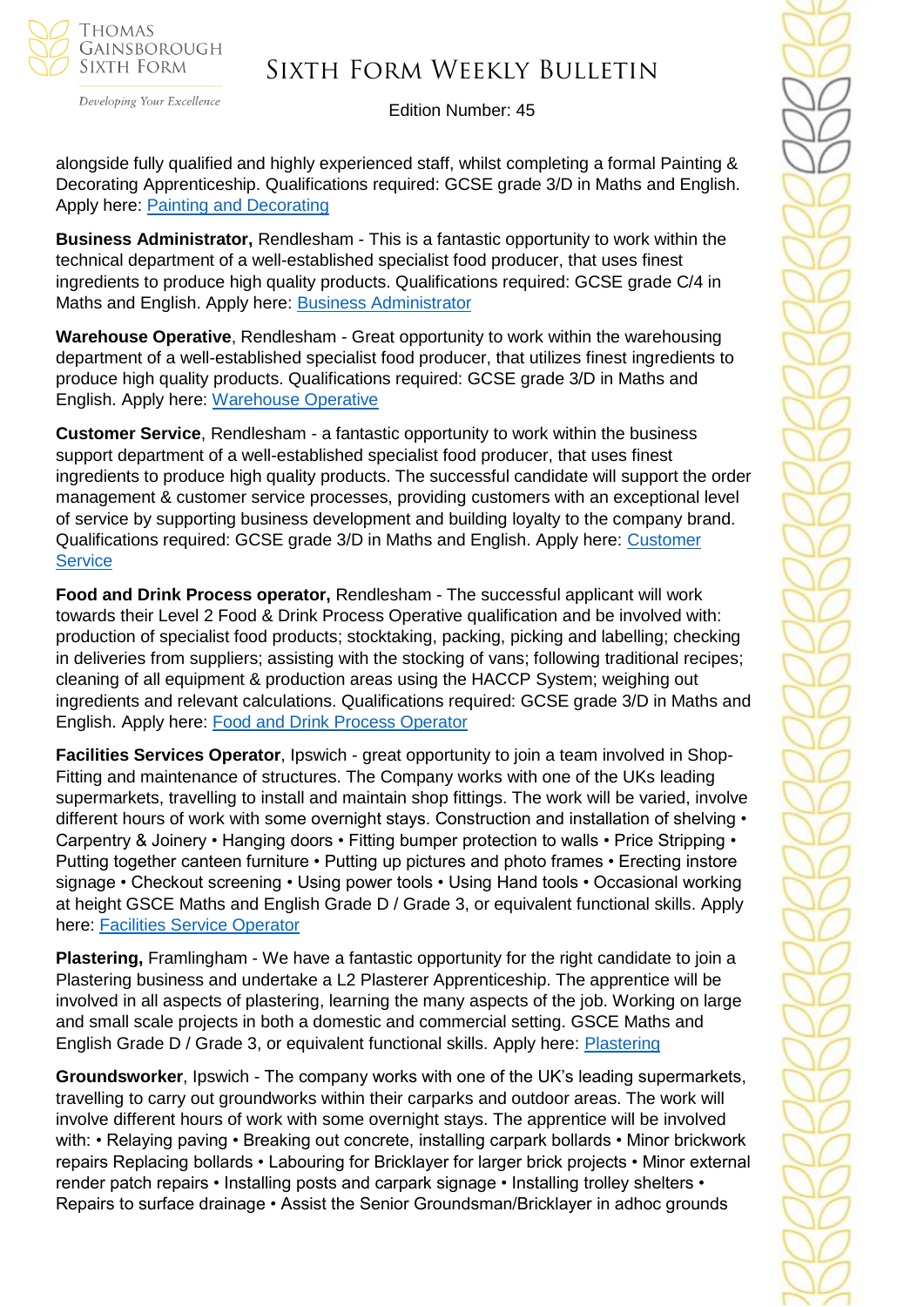alongside fully qualified and highly experienced staff, whilst completing a formal Painting & Decorating Apprenticeship. Qualifications required: GCSE grade 3/D in Maths and English. Apply here: [Painting and Decorating]

**Business Administrator,** Rendlesham - This is a fantastic opportunity to work within the technical department of a well-established specialist food producer, that uses finest ingredients to produce high quality products. Qualifications required: GCSE grade C/4 in Maths and English. Apply here: [Business Administrator]

**Warehouse Operative**, Rendlesham - Great opportunity to work within the warehousing department of a well-established specialist food producer, that utilizes finest ingredients to produce high quality products. Qualifications required: GCSE grade 3/D in Maths and English. Apply here: [Warehouse Operative]

**Customer Service**, Rendlesham - a fantastic opportunity to work within the business support department of a well-established specialist food producer, that uses finest ingredients to produce high quality products. The successful candidate will support the order management & customer service processes, providing customers with an exceptional level of service by supporting business development and building loyalty to the company brand. Qualifications required: GCSE grade 3/D in Maths and English. Apply here: [Customer Service]

**Food and Drink Process operator,** Rendlesham - The successful applicant will work towards their Level 2 Food & Drink Process Operative qualification and be involved with: production of specialist food products; stocktaking, packing, picking and labelling; checking in deliveries from suppliers; assisting with the stocking of vans; following traditional recipes; cleaning of all equipment & production areas using the HACCP System; weighing out ingredients and relevant calculations. Qualifications required: GCSE grade 3/D in Maths and English. Apply here: [Food and Drink Process Operator]

**Facilities Services Operator**, Ipswich - great opportunity to join a team involved in Shop-Fitting and maintenance of structures. The Company works with one of the UKs leading supermarkets, travelling to install and maintain shop fittings. The work will be varied, involve different hours of work with some overnight stays. Construction and installation of shelving • Carpentry & Joinery • Hanging doors • Fitting bumper protection to walls • Price Stripping • Putting together canteen furniture • Putting up pictures and photo frames • Erecting instore signage • Checkout screening • Using power tools • Using Hand tools • Occasional working at height GSCE Maths and English Grade D / Grade 3, or equivalent functional skills. Apply here: [Facilities Service Operator]

**Plastering,** Framlingham - We have a fantastic opportunity for the right candidate to join a Plastering business and undertake a L2 Plasterer Apprenticeship. The apprentice will be involved in all aspects of plastering, learning the many aspects of the job. Working on large and small scale projects in both a domestic and commercial setting. GSCE Maths and English Grade D / Grade 3, or equivalent functional skills. Apply here: [Plastering]

**Groundsworker**, Ipswich - The company works with one of the UK's leading supermarkets, travelling to carry out groundworks within their carparks and outdoor areas. The work will involve different hours of work with some overnight stays. The apprentice will be involved with: • Relaying paving • Breaking out concrete, installing carpark bollards • Minor brickwork repairs Replacing bollards • Labouring for Bricklayer for larger brick projects • Minor external render patch repairs • Installing posts and carpark signage • Installing trolley shelters • Repairs to surface drainage • Assist the Senior Groundsman/Bricklayer in adhoc grounds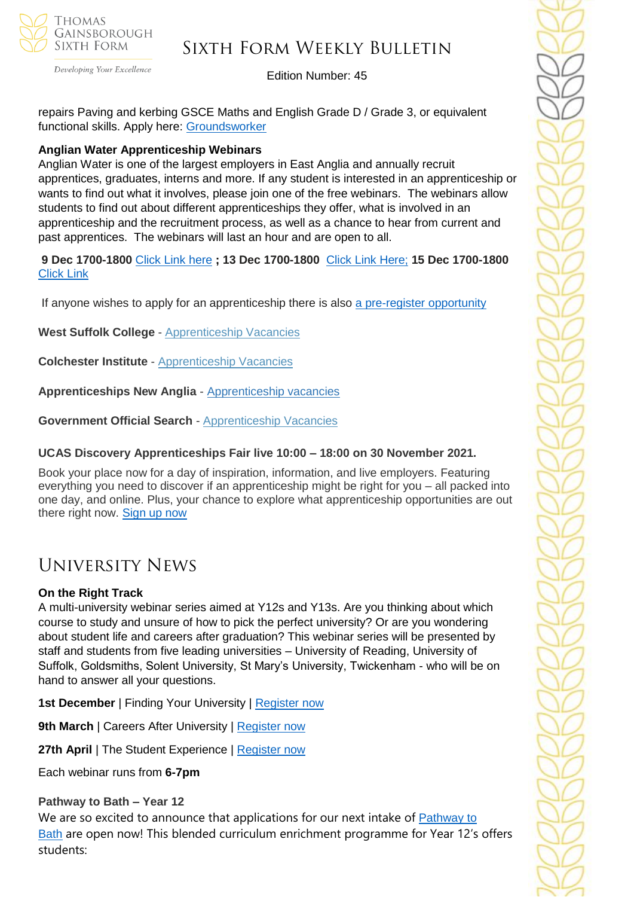repairs Paving and kerbing GSCE Maths and English Grade D / Grade 3, or equivalent functional skills. Apply here: Groundsworker

**Anglian Water Apprenticeship Webinars**
Anglian Water is one of the largest employers in East Anglia and annually recruit apprentices, graduates, interns and more. If any student is interested in an apprenticeship or wants to find out what it involves, please join one of the free webinars. The webinars allow students to find out about different apprenticeships they offer, what is involved in an apprenticeship and the recruitment process, as well as a chance to hear from current and past apprentices. The webinars will last an hour and are open to all.

**9 Dec 1700-1800** Click Link here **; 13 Dec 1700-1800** Click Link Here; **15 Dec 1700-1800** Click Link

If anyone wishes to apply for an apprenticeship there is also a pre-register opportunity

**West Suffolk College** - Apprenticeship Vacancies

**Colchester Institute** - Apprenticeship Vacancies

**Apprenticeships New Anglia** - Apprenticeship vacancies

**Government Official Search** - Apprenticeship Vacancies

**UCAS Discovery Apprenticeships Fair live 10:00 – 18:00 on 30 November 2021.**

Book your place now for a day of inspiration, information, and live employers. Featuring everything you need to discover if an apprenticeship might be right for you – all packed into one day, and online. Plus, your chance to explore what apprenticeship opportunities are out there right now. Sign up now

# University News

**On the Right Track**
A multi-university webinar series aimed at Y12s and Y13s. Are you thinking about which course to study and unsure of how to pick the perfect university? Or are you wondering about student life and careers after graduation? This webinar series will be presented by staff and students from five leading universities – University of Reading, University of Suffolk, Goldsmiths, Solent University, St Mary's University, Twickenham - who will be on hand to answer all your questions.

**1st December** | Finding Your University | Register now

**9th March** | Careers After University | Register now

**27th April** | The Student Experience | Register now

Each webinar runs from **6-7pm**

**Pathway to Bath – Year 12**
We are so excited to announce that applications for our next intake of Pathway to Bath are open now! This blended curriculum enrichment programme for Year 12's offers students: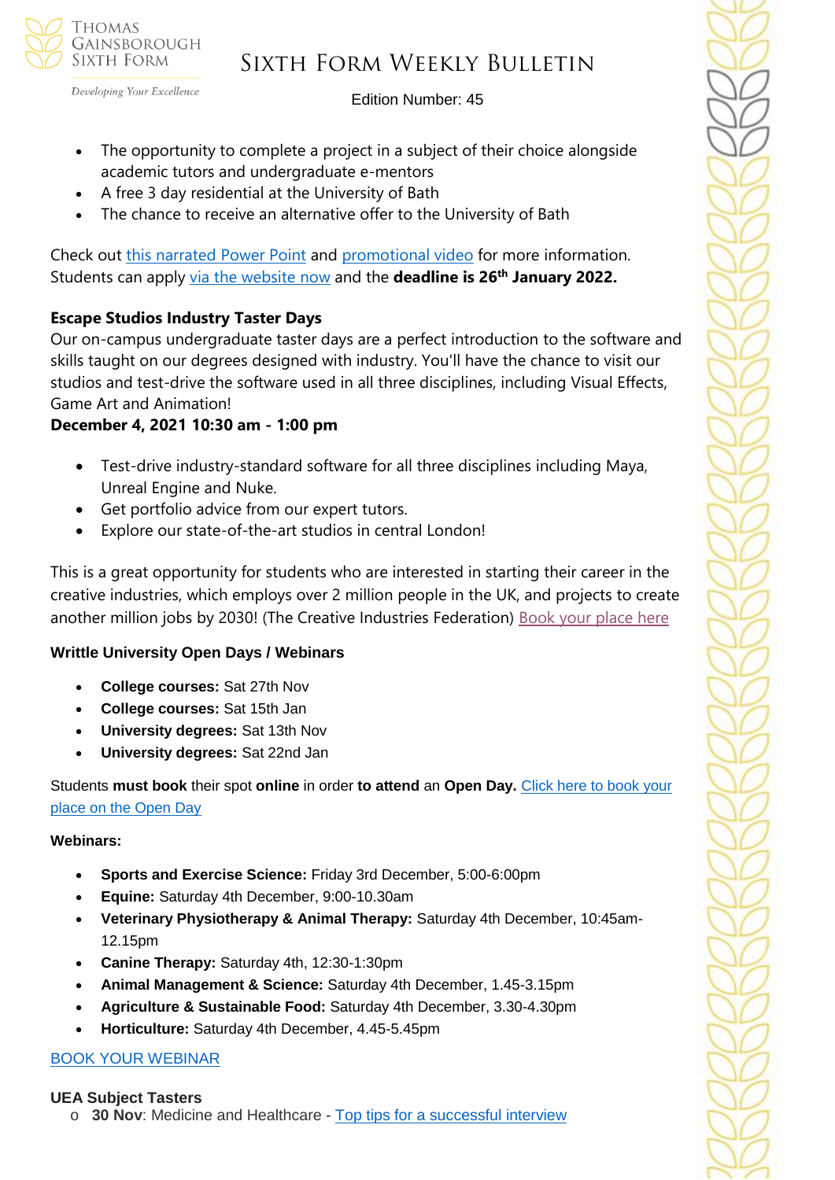- The opportunity to complete a project in a subject of their choice alongside academic tutors and undergraduate e-mentors
- A free 3 day residential at the University of Bath
- The chance to receive an alternative offer to the University of Bath

Check out this narrated Power Point and promotional video for more information. Students can apply via the website now and the **deadline is 26th January 2022.**

**Escape Studios Industry Taster Days**

Our on-campus undergraduate taster days are a perfect introduction to the software and skills taught on our degrees designed with industry. You'll have the chance to visit our studios and test-drive the software used in all three disciplines, including Visual Effects, Game Art and Animation!

**December 4, 2021 10:30 am - 1:00 pm**

- Test-drive industry-standard software for all three disciplines including Maya, Unreal Engine and Nuke.
- Get portfolio advice from our expert tutors.
- Explore our state-of-the-art studios in central London!

This is a great opportunity for students who are interested in starting their career in the creative industries, which employs over 2 million people in the UK, and projects to create another million jobs by 2030! (The Creative Industries Federation) Book your place here

**Writtle University Open Days / Webinars**

- **College courses:** Sat 27th Nov
- **College courses:** Sat 15th Jan
- **University degrees:** Sat 13th Nov
- **University degrees:** Sat 22nd Jan

Students **must book** their spot **online** in order **to attend** an **Open Day.** Click here to book your place on the Open Day

**Webinars:**

- **Sports and Exercise Science:** Friday 3rd December, 5:00-6:00pm
- **Equine:** Saturday 4th December, 9:00-10.30am
- **Veterinary Physiotherapy & Animal Therapy:** Saturday 4th December, 10:45am-12.15pm
- **Canine Therapy:** Saturday 4th, 12:30-1:30pm
- **Animal Management & Science:** Saturday 4th December, 1.45-3.15pm
- **Agriculture & Sustainable Food:** Saturday 4th December, 3.30-4.30pm
- **Horticulture:** Saturday 4th December, 4.45-5.45pm

BOOK YOUR WEBINAR

**UEA Subject Tasters**

- **30 Nov**: Medicine and Healthcare - Top tips for a successful interview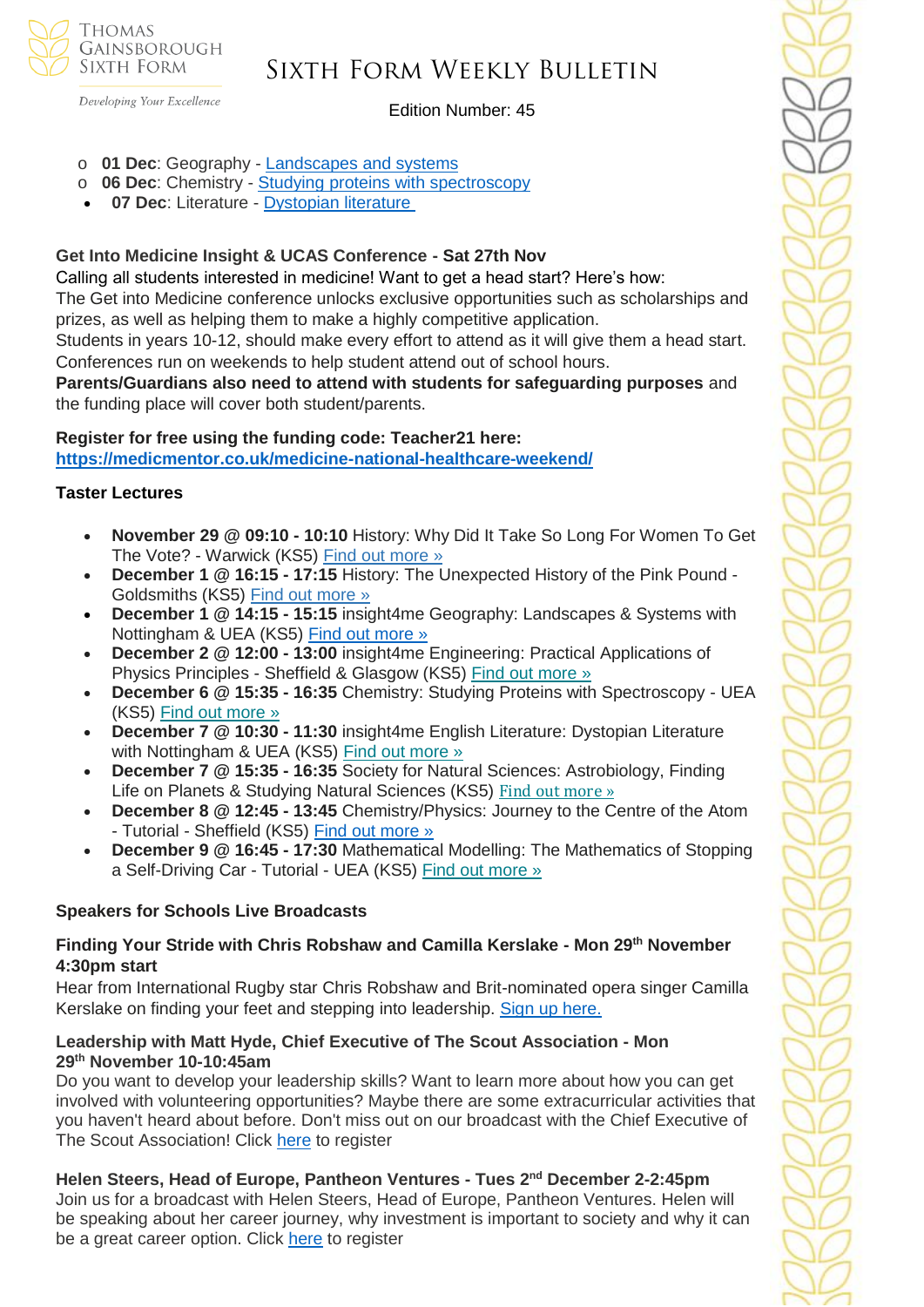- **01 Dec**: Geography - [Landscapes and systems]()
- **06 Dec**: Chemistry - [Studying proteins with spectroscopy]()
- **07 Dec**: Literature - [Dystopian literature]()

**Get Into Medicine Insight & UCAS Conference - Sat 27th Nov**

Calling all students interested in medicine! Want to get a head start? Here's how:
The Get into Medicine conference unlocks exclusive opportunities such as scholarships and prizes, as well as helping them to make a highly competitive application.
Students in years 10-12, should make every effort to attend as it will give them a head start. Conferences run on weekends to help student attend out of school hours.
**Parents/Guardians also need to attend with students for safeguarding purposes** and the funding place will cover both student/parents.

**Register for free using the funding code: Teacher21 here:**
**https://medicmentor.co.uk/medicine-national-healthcare-weekend/**

**Taster Lectures**

- **November 29 @ 09:10 - 10:10** History: Why Did It Take So Long For Women To Get The Vote? - Warwick (KS5) Find out more »
- **December 1 @ 16:15 - 17:15** History: The Unexpected History of the Pink Pound - Goldsmiths (KS5) Find out more »
- **December 1 @ 14:15 - 15:15** insight4me Geography: Landscapes & Systems with Nottingham & UEA (KS5) Find out more »
- **December 2 @ 12:00 - 13:00** insight4me Engineering: Practical Applications of Physics Principles - Sheffield & Glasgow (KS5) Find out more »
- **December 6 @ 15:35 - 16:35** Chemistry: Studying Proteins with Spectroscopy - UEA (KS5) Find out more »
- **December 7 @ 10:30 - 11:30** insight4me English Literature: Dystopian Literature with Nottingham & UEA (KS5) Find out more »
- **December 7 @ 15:35 - 16:35** Society for Natural Sciences: Astrobiology, Finding Life on Planets & Studying Natural Sciences (KS5) Find out more »
- **December 8 @ 12:45 - 13:45** Chemistry/Physics: Journey to the Centre of the Atom - Tutorial - Sheffield (KS5) Find out more »
- **December 9 @ 16:45 - 17:30** Mathematical Modelling: The Mathematics of Stopping a Self-Driving Car - Tutorial - UEA (KS5) Find out more »

**Speakers for Schools Live Broadcasts**

**Finding Your Stride with Chris Robshaw and Camilla Kerslake - Mon 29th November 4:30pm start**

Hear from International Rugby star Chris Robshaw and Brit-nominated opera singer Camilla Kerslake on finding your feet and stepping into leadership. Sign up here.

**Leadership with Matt Hyde, Chief Executive of The Scout Association - Mon 29th November 10-10:45am**

Do you want to develop your leadership skills? Want to learn more about how you can get involved with volunteering opportunities? Maybe there are some extracurricular activities that you haven't heard about before. Don't miss out on our broadcast with the Chief Executive of The Scout Association! Click here to register

**Helen Steers, Head of Europe, Pantheon Ventures - Tues 2nd December 2-2:45pm**

Join us for a broadcast with Helen Steers, Head of Europe, Pantheon Ventures. Helen will be speaking about her career journey, why investment is important to society and why it can be a great career option. Click here to register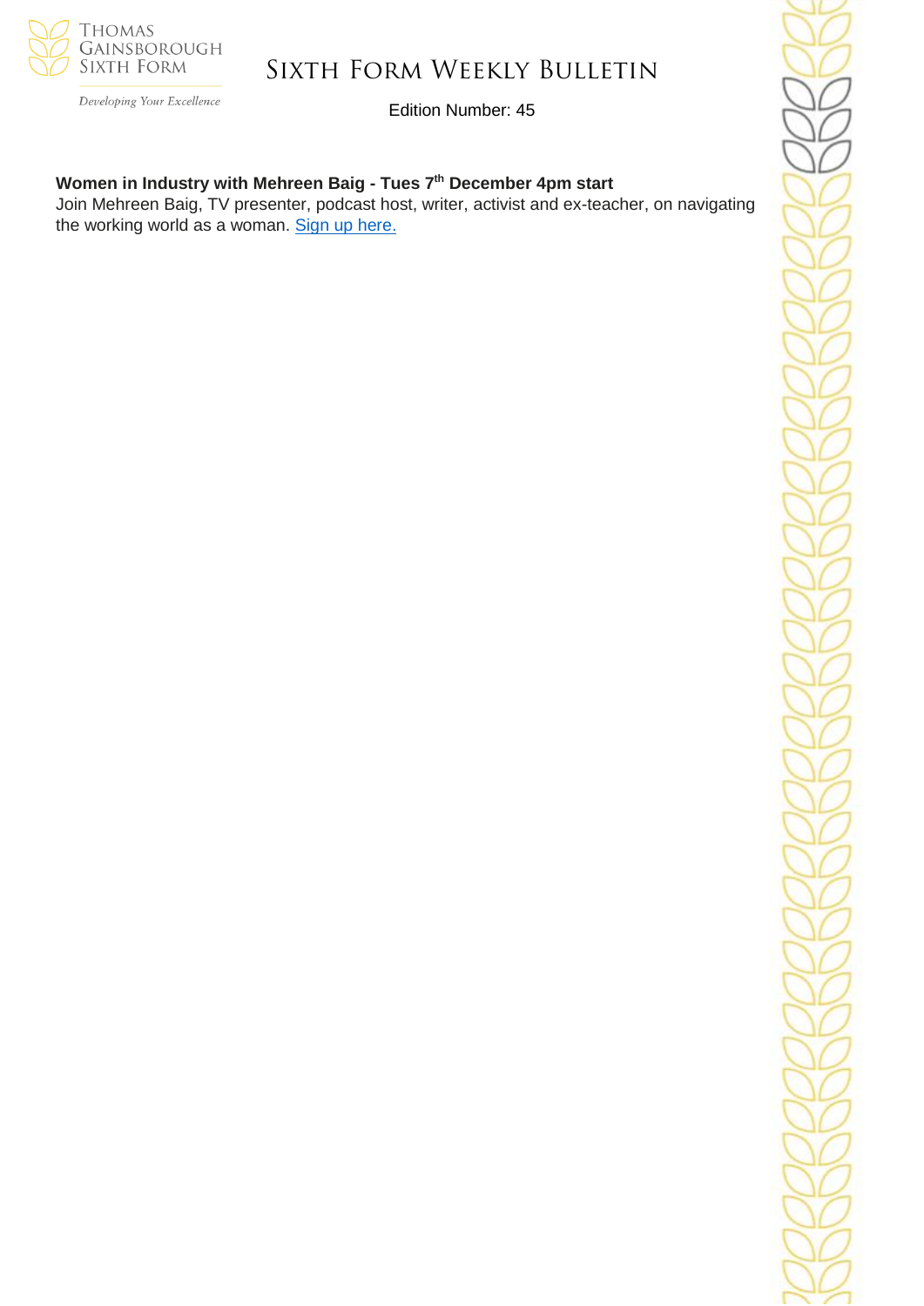**Women in Industry with Mehreen Baig - Tues 7th December 4pm start**

Join Mehreen Baig, TV presenter, podcast host, writer, activist and ex-teacher, on navigating the working world as a woman. Sign up here.